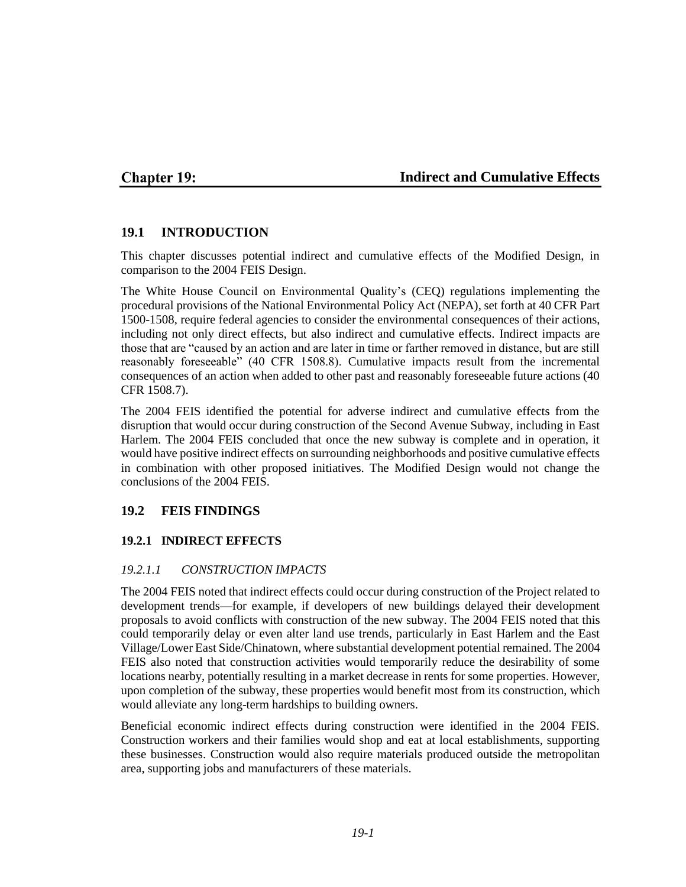# Chapter 19: Indirect and Cumulative Effects

## 19.1 INTRODUCTION

This chapter discusses potential indirect and cumulative effects of the Modified Design, in comparison to the 2004 FEIS Design.

The White House Council on Environmental Quality's (CEQ) regulations implementing the procedural provisions of the National Environmental Policy Act (NEPA), set forth at 40 CFR Part 1500-1508, require federal agencies to consider the environmental consequences of their actions, including not only direct effects, but also indirect and cumulative effects. Indirect impacts are those that are "caused by an action and are later in time or farther removed in distance, but are still reasonably foreseeable" (40 CFR 1508.8). Cumulative impacts result from the incremental consequences of an action when added to other past and reasonably foreseeable future actions (40 CFR 1508.7).

The 2004 FEIS identified the potential for adverse indirect and cumulative effects from the disruption that would occur during construction of the Second Avenue Subway, including in East Harlem. The 2004 FEIS concluded that once the new subway is complete and in operation, it would have positive indirect effects on surrounding neighborhoods and positive cumulative effects in combination with other proposed initiatives. The Modified Design would not change the conclusions of the 2004 FEIS.

## 19.2 FEIS FINDINGS

### 19.2.1 INDIRECT EFFECTS

#### *19.2.1.1 CONSTRUCTION IMPACTS*

The 2004 FEIS noted that indirect effects could occur during construction of the Project related to development trends—for example, if developers of new buildings delayed their development proposals to avoid conflicts with construction of the new subway. The 2004 FEIS noted that this could temporarily delay or even alter land use trends, particularly in East Harlem and the East Village/Lower East Side/Chinatown, where substantial development potential remained. The 2004 FEIS also noted that construction activities would temporarily reduce the desirability of some locations nearby, potentially resulting in a market decrease in rents for some properties. However, upon completion of the subway, these properties would benefit most from its construction, which would alleviate any long-term hardships to building owners.

Beneficial economic indirect effects during construction were identified in the 2004 FEIS. Construction workers and their families would shop and eat at local establishments, supporting these businesses. Construction would also require materials produced outside the metropolitan area, supporting jobs and manufacturers of these materials.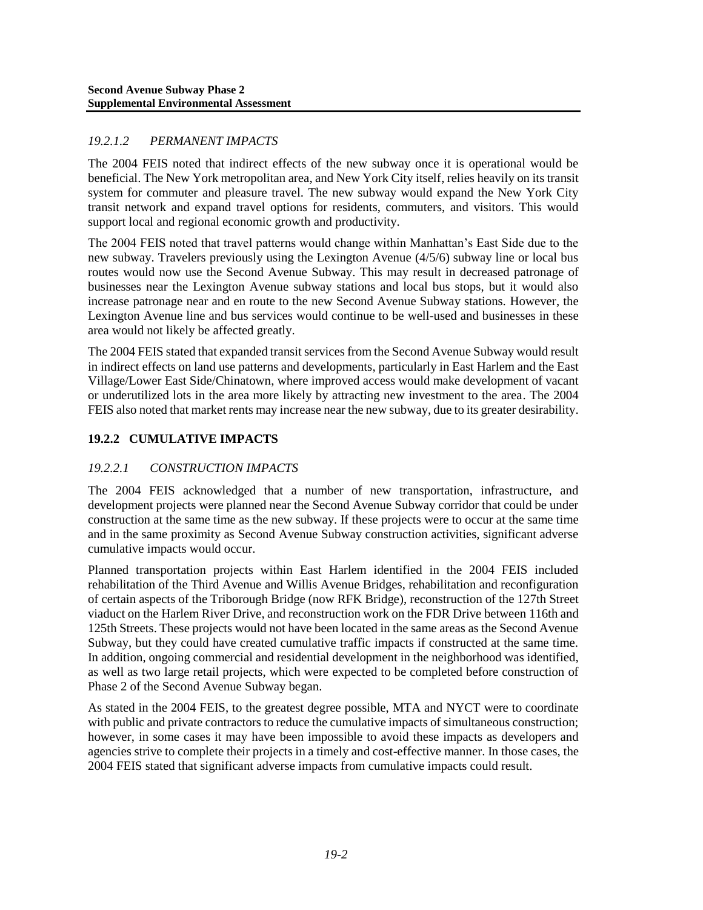### *19.2.1.2 PERMANENT IMPACTS*

The 2004 FEIS noted that indirect effects of the new subway once it is operational would be beneficial. The New York metropolitan area, and New York City itself, relies heavily on its transit system for commuter and pleasure travel. The new subway would expand the New York City transit network and expand travel options for residents, commuters, and visitors. This would support local and regional economic growth and productivity.

The 2004 FEIS noted that travel patterns would change within Manhattan's East Side due to the new subway. Travelers previously using the Lexington Avenue (4/5/6) subway line or local bus routes would now use the Second Avenue Subway. This may result in decreased patronage of businesses near the Lexington Avenue subway stations and local bus stops, but it would also increase patronage near and en route to the new Second Avenue Subway stations. However, the Lexington Avenue line and bus services would continue to be well-used and businesses in these area would not likely be affected greatly.

The 2004 FEIS stated that expanded transit services from the Second Avenue Subway would result in indirect effects on land use patterns and developments, particularly in East Harlem and the East Village/Lower East Side/Chinatown, where improved access would make development of vacant or underutilized lots in the area more likely by attracting new investment to the area. The 2004 FEIS also noted that market rents may increase near the new subway, due to its greater desirability.

## 19.2.2 CUMULATIVE IMPACTS

### *19.2.2.1 CONSTRUCTION IMPACTS*

The 2004 FEIS acknowledged that a number of new transportation, infrastructure, and development projects were planned near the Second Avenue Subway corridor that could be under construction at the same time as the new subway. If these projects were to occur at the same time and in the same proximity as Second Avenue Subway construction activities, significant adverse cumulative impacts would occur.

Planned transportation projects within East Harlem identified in the 2004 FEIS included rehabilitation of the Third Avenue and Willis Avenue Bridges, rehabilitation and reconfiguration of certain aspects of the Triborough Bridge (now RFK Bridge), reconstruction of the 127th Street viaduct on the Harlem River Drive, and reconstruction work on the FDR Drive between 116th and 125th Streets. These projects would not have been located in the same areas as the Second Avenue Subway, but they could have created cumulative traffic impacts if constructed at the same time. In addition, ongoing commercial and residential development in the neighborhood was identified, as well as two large retail projects, which were expected to be completed before construction of Phase 2 of the Second Avenue Subway began.

As stated in the 2004 FEIS, to the greatest degree possible, MTA and NYCT were to coordinate with public and private contractors to reduce the cumulative impacts of simultaneous construction; however, in some cases it may have been impossible to avoid these impacts as developers and agencies strive to complete their projects in a timely and cost-effective manner. In those cases, the 2004 FEIS stated that significant adverse impacts from cumulative impacts could result.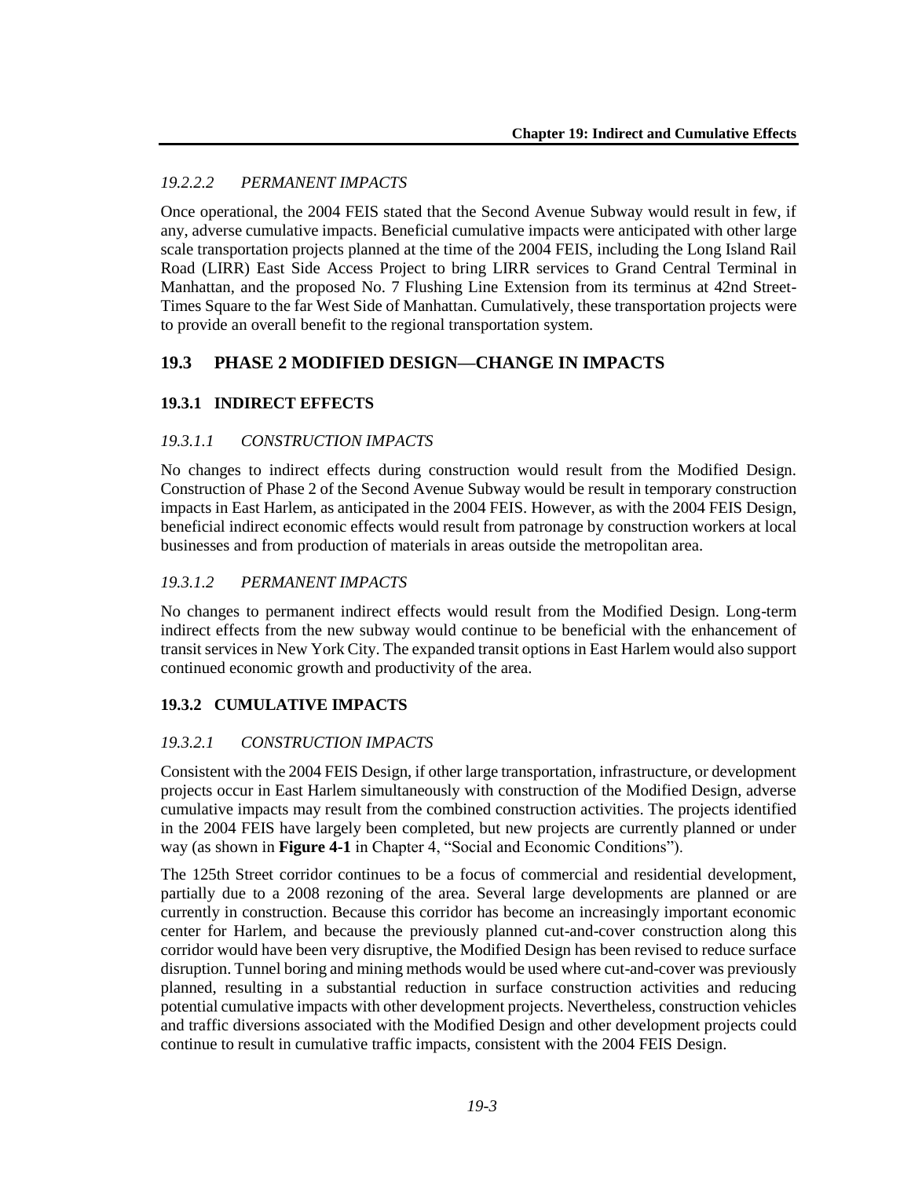#### *19.2.2.2 PERMANENT IMPACTS*

Once operational, the 2004 FEIS stated that the Second Avenue Subway would result in few, if any, adverse cumulative impacts. Beneficial cumulative impacts were anticipated with other large scale transportation projects planned at the time of the 2004 FEIS, including the Long Island Rail Road (LIRR) East Side Access Project to bring LIRR services to Grand Central Terminal in Manhattan, and the proposed No. 7 Flushing Line Extension from its terminus at 42nd Street-Times Square to the far West Side of Manhattan. Cumulatively, these transportation projects were to provide an overall benefit to the regional transportation system.

## 19.3 PHASE 2 MODIFIED DESIGN—CHANGE IN IMPACTS

### 19.3.1 INDIRECT EFFECTS

#### *19.3.1.1 CONSTRUCTION IMPACTS*

No changes to indirect effects during construction would result from the Modified Design. Construction of Phase 2 of the Second Avenue Subway would be result in temporary construction impacts in East Harlem, as anticipated in the 2004 FEIS. However, as with the 2004 FEIS Design, beneficial indirect economic effects would result from patronage by construction workers at local businesses and from production of materials in areas outside the metropolitan area.

#### *19.3.1.2 PERMANENT IMPACTS*

No changes to permanent indirect effects would result from the Modified Design. Long-term indirect effects from the new subway would continue to be beneficial with the enhancement of transit services in New York City. The expanded transit options in East Harlem would also support continued economic growth and productivity of the area.

### 19.3.2 CUMULATIVE IMPACTS

#### *19.3.2.1 CONSTRUCTION IMPACTS*

Consistent with the 2004 FEIS Design, if other large transportation, infrastructure, or development projects occur in East Harlem simultaneously with construction of the Modified Design, adverse cumulative impacts may result from the combined construction activities. The projects identified in the 2004 FEIS have largely been completed, but new projects are currently planned or under way (as shown in **Figure 4-1** in Chapter 4, "Social and Economic Conditions").

The 125th Street corridor continues to be a focus of commercial and residential development, partially due to a 2008 rezoning of the area. Several large developments are planned or are currently in construction. Because this corridor has become an increasingly important economic center for Harlem, and because the previously planned cut-and-cover construction along this corridor would have been very disruptive, the Modified Design has been revised to reduce surface disruption. Tunnel boring and mining methods would be used where cut-and-cover was previously planned, resulting in a substantial reduction in surface construction activities and reducing potential cumulative impacts with other development projects. Nevertheless, construction vehicles and traffic diversions associated with the Modified Design and other development projects could continue to result in cumulative traffic impacts, consistent with the 2004 FEIS Design.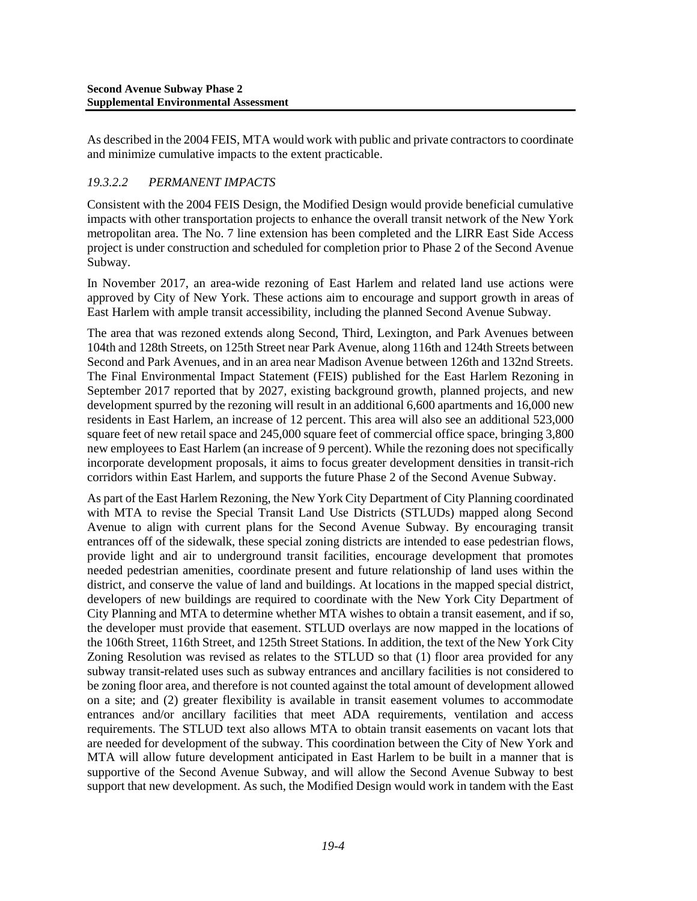As described in the 2004 FEIS, MTA would work with public and private contractors to coordinate and minimize cumulative impacts to the extent practicable.

### *19.3.2.2 PERMANENT IMPACTS*

Consistent with the 2004 FEIS Design, the Modified Design would provide beneficial cumulative impacts with other transportation projects to enhance the overall transit network of the New York metropolitan area. The No. 7 line extension has been completed and the LIRR East Side Access project is under construction and scheduled for completion prior to Phase 2 of the Second Avenue Subway.

In November 2017, an area-wide rezoning of East Harlem and related land use actions were approved by City of New York. These actions aim to encourage and support growth in areas of East Harlem with ample transit accessibility, including the planned Second Avenue Subway.

The area that was rezoned extends along Second, Third, Lexington, and Park Avenues between 104th and 128th Streets, on 125th Street near Park Avenue, along 116th and 124th Streets between Second and Park Avenues, and in an area near Madison Avenue between 126th and 132nd Streets. The Final Environmental Impact Statement (FEIS) published for the East Harlem Rezoning in September 2017 reported that by 2027, existing background growth, planned projects, and new development spurred by the rezoning will result in an additional 6,600 apartments and 16,000 new residents in East Harlem, an increase of 12 percent. This area will also see an additional 523,000 square feet of new retail space and 245,000 square feet of commercial office space, bringing 3,800 new employees to East Harlem (an increase of 9 percent). While the rezoning does not specifically incorporate development proposals, it aims to focus greater development densities in transit-rich corridors within East Harlem, and supports the future Phase 2 of the Second Avenue Subway.

As part of the East Harlem Rezoning, the New York City Department of City Planning coordinated with MTA to revise the Special Transit Land Use Districts (STLUDs) mapped along Second Avenue to align with current plans for the Second Avenue Subway. By encouraging transit entrances off of the sidewalk, these special zoning districts are intended to ease pedestrian flows, provide light and air to underground transit facilities, encourage development that promotes needed pedestrian amenities, coordinate present and future relationship of land uses within the district, and conserve the value of land and buildings. At locations in the mapped special district, developers of new buildings are required to coordinate with the New York City Department of City Planning and MTA to determine whether MTA wishes to obtain a transit easement, and if so, the developer must provide that easement. STLUD overlays are now mapped in the locations of the 106th Street, 116th Street, and 125th Street Stations. In addition, the text of the New York City Zoning Resolution was revised as relates to the STLUD so that (1) floor area provided for any subway transit-related uses such as subway entrances and ancillary facilities is not considered to be zoning floor area, and therefore is not counted against the total amount of development allowed on a site; and (2) greater flexibility is available in transit easement volumes to accommodate entrances and/or ancillary facilities that meet ADA requirements, ventilation and access requirements. The STLUD text also allows MTA to obtain transit easements on vacant lots that are needed for development of the subway. This coordination between the City of New York and MTA will allow future development anticipated in East Harlem to be built in a manner that is supportive of the Second Avenue Subway, and will allow the Second Avenue Subway to best support that new development. As such, the Modified Design would work in tandem with the East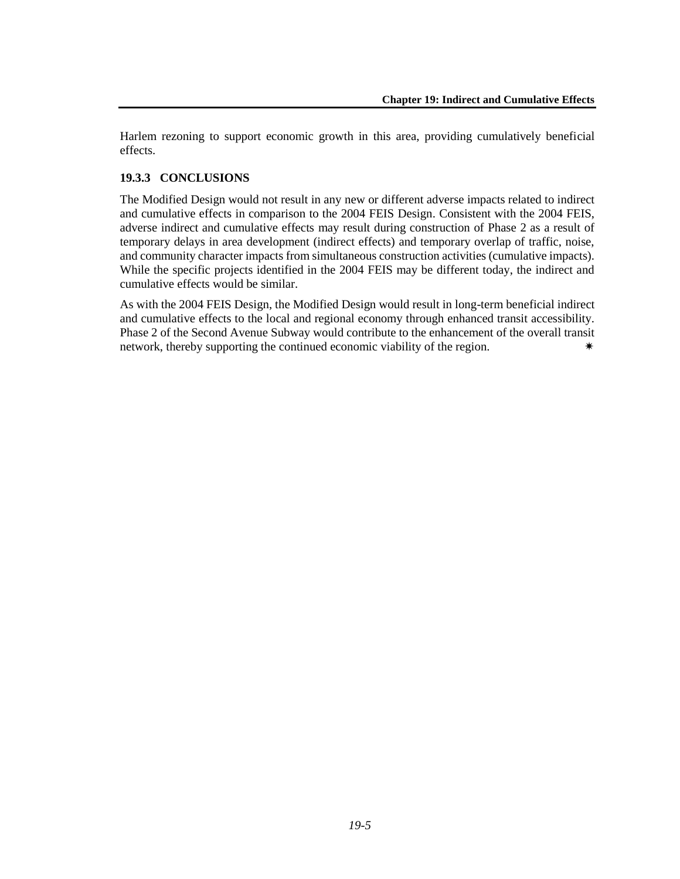Harlem rezoning to support economic growth in this area, providing cumulatively beneficial effects.

### 19.3.3 CONCLUSIONS

The Modified Design would not result in any new or different adverse impacts related to indirect and cumulative effects in comparison to the 2004 FEIS Design. Consistent with the 2004 FEIS, adverse indirect and cumulative effects may result during construction of Phase 2 as a result of temporary delays in area development (indirect effects) and temporary overlap of traffic, noise, and community character impacts from simultaneous construction activities (cumulative impacts). While the specific projects identified in the 2004 FEIS may be different today, the indirect and cumulative effects would be similar.

As with the 2004 FEIS Design, the Modified Design would result in long-term beneficial indirect and cumulative effects to the local and regional economy through enhanced transit accessibility. Phase 2 of the Second Avenue Subway would contribute to the enhancement of the overall transit network, thereby supporting the continued economic viability of the region. ✷